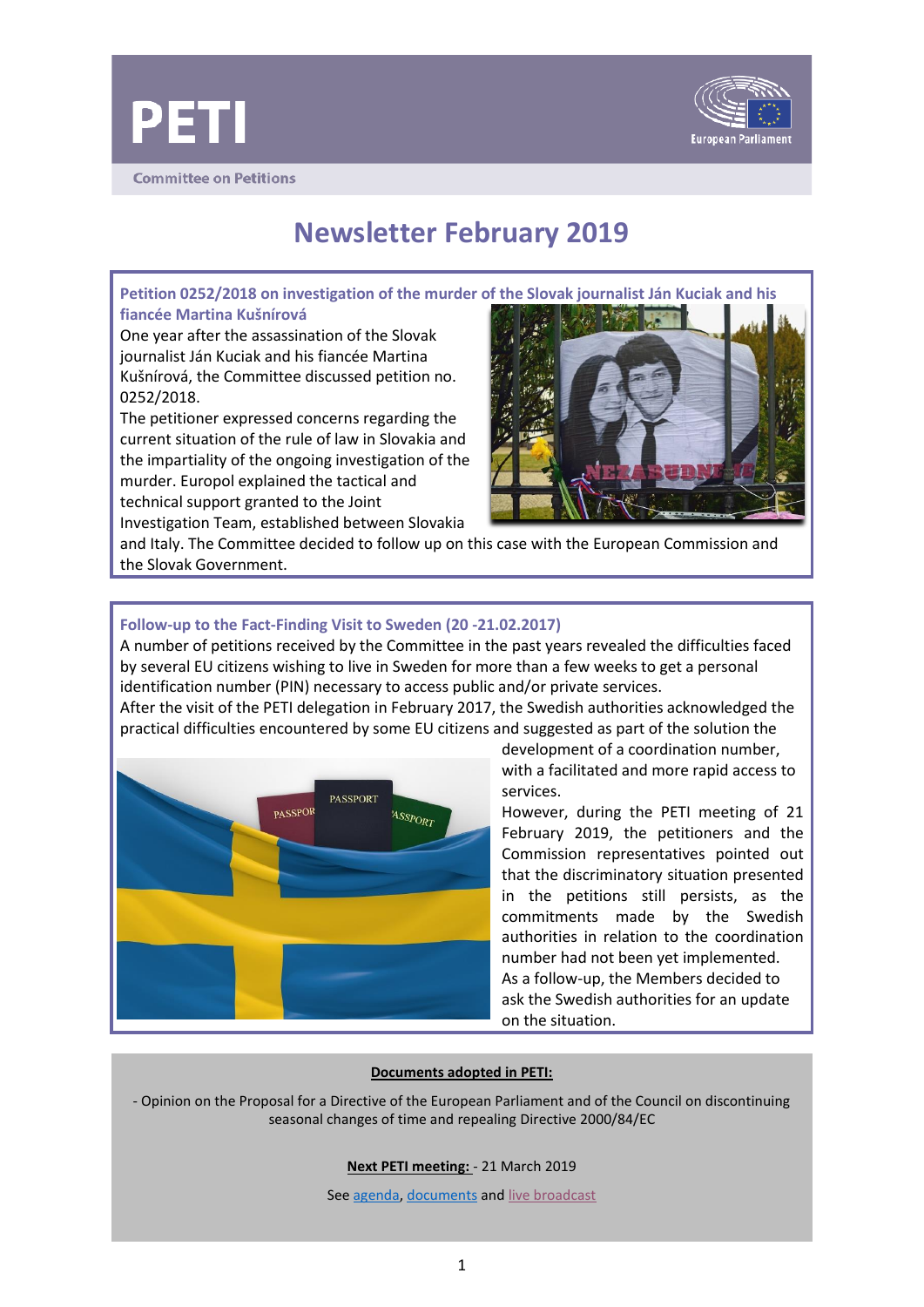# PETI

Committee on Petitions

# Newsletter February 2019

## Petition 0252/2018 on investigation of the murder of the Slovak journalist Ján Kuciak and his fiancée Martina Kušnírová

One year after the assassination of the Slovak journalist Ján Kuciak and his fiancée Martina Kušnírová, the Committee discussed petition no. 0252/2018.

The petitioner expressed concerns regarding the current situation of the rule of law in Slovakia and the impartiality of the ongoing investigation of the murder. Europol explained the tactical and technical support granted to the Joint Investigation Team, established between Slovakia and Italy. The Committee decided to follow up on this case with the European Commission and the Slovak Government.

## Follow-up to the Fact-Finding Visit to Sweden (20 -21.02.2017)

A number of petitions received by the Committee in the past years revealed the difficulties faced by several EU citizens wishing to live in Sweden for more than a few weeks to get a personal identification number (PIN) necessary to access public and/or private services.

After the visit of the PETI delegation in February 2017, the Swedish authorities acknowledged the practical difficulties encountered by some EU citizens and suggested as part of the solution the development of a coordination number, with a facilitated and more rapid access to services.

However, during the PETI meeting of 21 February 2019, the petitioners and the Commission representatives pointed out that the discriminatory situation presented in the petitions still persists, as the commitments made by the Swedish authorities in relation to the coordination number had not been yet implemented.

As a follow-up, the Members decided to ask the Swedish authorities for an update on the situation.

**Documents adopted in PETI:**

- Opinion on the Proposal for a Directive of the European Parliament and of the Council on discontinuing seasonal changes of time and repealing Directive 2000/84/EC

**Next PETI meeting:** - 21 March 2019

See agenda, documents and live broadcast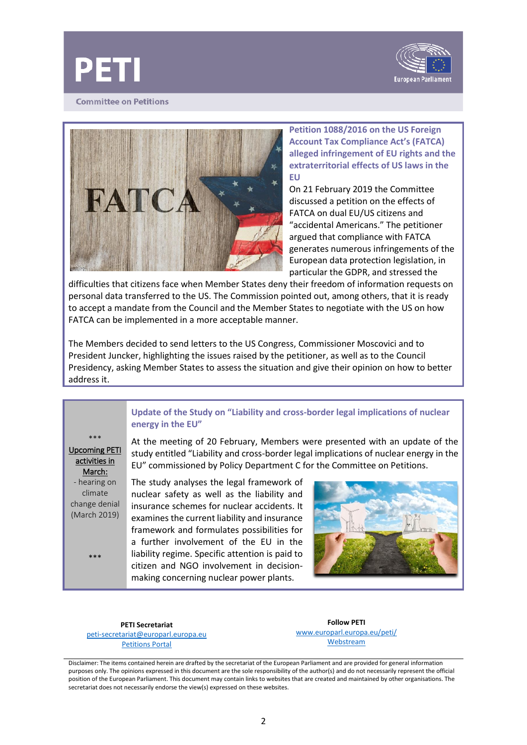# PETI

Committee on Petitions

### Petition 1088/2016 on the US Foreign Account Tax Compliance Act's (FATCA) alleged infringement of EU rights and the extraterritorial effects of US laws in the EU

On 21 February 2019 the Committee discussed a petition on the effects of FATCA on dual EU/US citizens and "accidental Americans." The petitioner argued that compliance with FATCA generates numerous infringements of the European data protection legislation, in particular the GDPR, and stressed the difficulties that citizens face when Member States deny their freedom of information requests on personal data transferred to the US. The Commission pointed out, among others, that it is ready to accept a mandate from the Council and the Member States to negotiate with the US on how FATCA can be implemented in a more acceptable manner.

The Members decided to send letters to the US Congress, Commissioner Moscovici and to President Juncker, highlighting the issues raised by the petitioner, as well as to the Council Presidency, asking Member States to assess the situation and give their opinion on how to better address it.

### Update of the Study on "Liability and cross-border legal implications of nuclear energy in the EU"

At the meeting of 20 February, Members were presented with an update of the study entitled "Liability and cross-border legal implications of nuclear energy in the EU" commissioned by Policy Department C for the Committee on Petitions.

The study analyses the legal framework of nuclear safety as well as the liability and insurance schemes for nuclear accidents. It examines the current liability and insurance framework and formulates possibilities for a further involvement of the EU in the liability regime. Specific attention is paid to citizen and NGO involvement in decision-making concerning nuclear power plants.

***

Upcoming PETI activities in March:

- hearing on climate change denial (March 2019)

***

**PETI Secretariat**
peti-secretariat@europarl.europa.eu
Petitions Portal

**Follow PETI**
www.europarl.europa.eu/peti/
Webstream

Disclaimer: The items contained herein are drafted by the secretariat of the European Parliament and are provided for general information purposes only. The opinions expressed in this document are the sole responsibility of the author(s) and do not necessarily represent the official position of the European Parliament. This document may contain links to websites that are created and maintained by other organisations. The secretariat does not necessarily endorse the view(s) expressed on these websites.